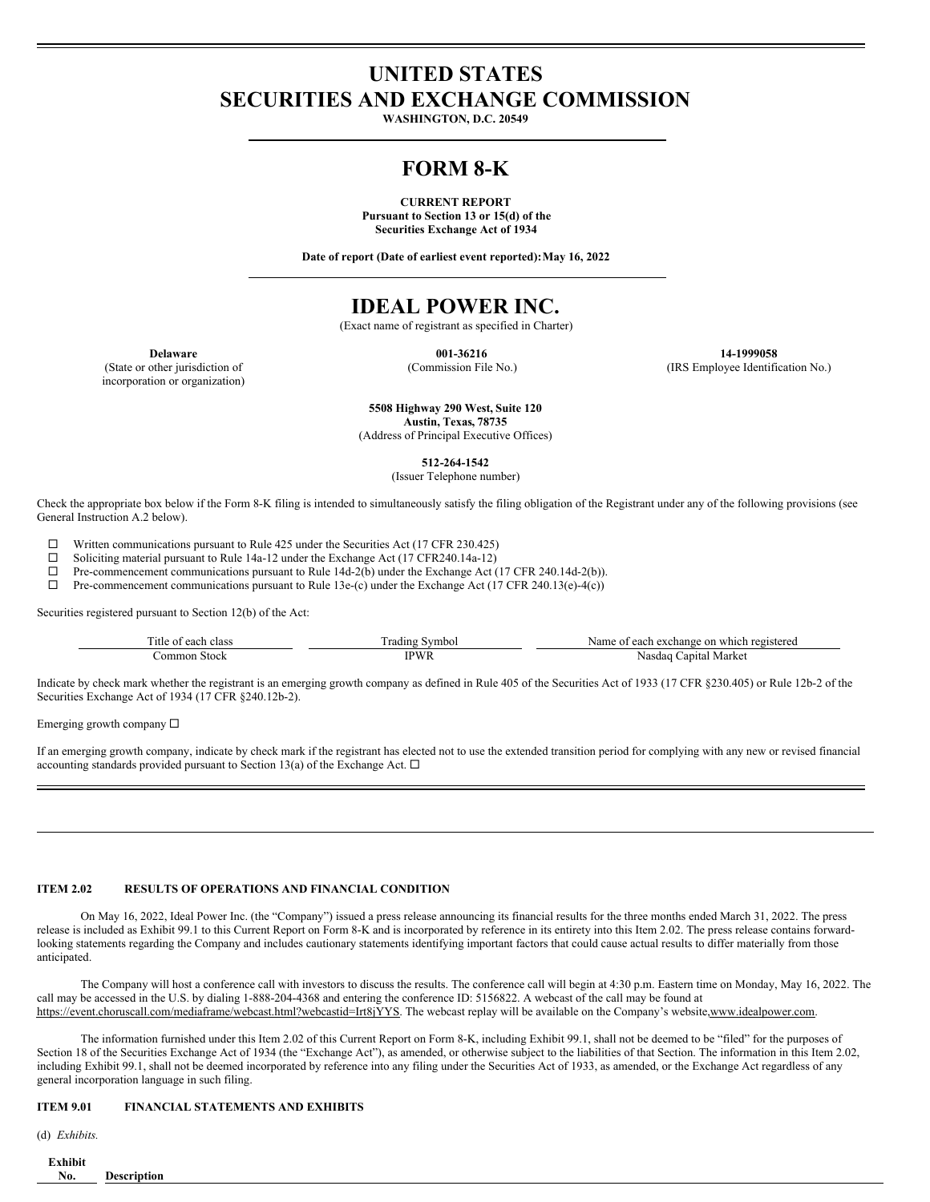# UNITED STATES
# SECURITIES AND EXCHANGE COMMISSION

**WASHINGTON, D.C. 20549**

# FORM 8-K

**CURRENT REPORT**
**Pursuant to Section 13 or 15(d) of the**
**Securities Exchange Act of 1934**

**Date of report (Date of earliest event reported): May 16, 2022**

# IDEAL POWER INC.

(Exact name of registrant as specified in Charter)

| **Delaware** | **001-36216** | **14-1999058** |
|---|---|---|
| (State or other jurisdiction of incorporation or organization) | (Commission File No.) | (IRS Employee Identification No.) |

**5508 Highway 290 West, Suite 120**
**Austin, Texas, 78735**
(Address of Principal Executive Offices)

**512-264-1542**
(Issuer Telephone number)

Check the appropriate box below if the Form 8-K filing is intended to simultaneously satisfy the filing obligation of the Registrant under any of the following provisions (see General Instruction A.2 below).

☐ Written communications pursuant to Rule 425 under the Securities Act (17 CFR 230.425)
☐ Soliciting material pursuant to Rule 14a-12 under the Exchange Act (17 CFR240.14a-12)
☐ Pre-commencement communications pursuant to Rule 14d-2(b) under the Exchange Act (17 CFR 240.14d-2(b)).
☐ Pre-commencement communications pursuant to Rule 13e-(c) under the Exchange Act (17 CFR 240.13(e)-4(c))

Securities registered pursuant to Section 12(b) of the Act:

| Title of each class | Trading Symbol | Name of each exchange on which registered |
|---|---|---|
| Common Stock | IPWR | Nasdaq Capital Market |

Indicate by check mark whether the registrant is an emerging growth company as defined in Rule 405 of the Securities Act of 1933 (17 CFR §230.405) or Rule 12b-2 of the Securities Exchange Act of 1934 (17 CFR §240.12b-2).

Emerging growth company ☐

If an emerging growth company, indicate by check mark if the registrant has elected not to use the extended transition period for complying with any new or revised financial accounting standards provided pursuant to Section 13(a) of the Exchange Act. ☐

---

**ITEM 2.02 RESULTS OF OPERATIONS AND FINANCIAL CONDITION**

On May 16, 2022, Ideal Power Inc. (the "Company") issued a press release announcing its financial results for the three months ended March 31, 2022. The press release is included as Exhibit 99.1 to this Current Report on Form 8-K and is incorporated by reference in its entirety into this Item 2.02. The press release contains forward-looking statements regarding the Company and includes cautionary statements identifying important factors that could cause actual results to differ materially from those anticipated.

The Company will host a conference call with investors to discuss the results. The conference call will begin at 4:30 p.m. Eastern time on Monday, May 16, 2022. The call may be accessed in the U.S. by dialing 1-888-204-4368 and entering the conference ID: 5156822. A webcast of the call may be found at https://event.choruscall.com/mediaframe/webcast.html?webcastid=Irt8jYYS. The webcast replay will be available on the Company's website, www.idealpower.com.

The information furnished under this Item 2.02 of this Current Report on Form 8-K, including Exhibit 99.1, shall not be deemed to be "filed" for the purposes of Section 18 of the Securities Exchange Act of 1934 (the "Exchange Act"), as amended, or otherwise subject to the liabilities of that Section. The information in this Item 2.02, including Exhibit 99.1, shall not be deemed incorporated by reference into any filing under the Securities Act of 1933, as amended, or the Exchange Act regardless of any general incorporation language in such filing.

**ITEM 9.01 FINANCIAL STATEMENTS AND EXHIBITS**

(d) *Exhibits.*

| Exhibit No. | Description |
|---|---|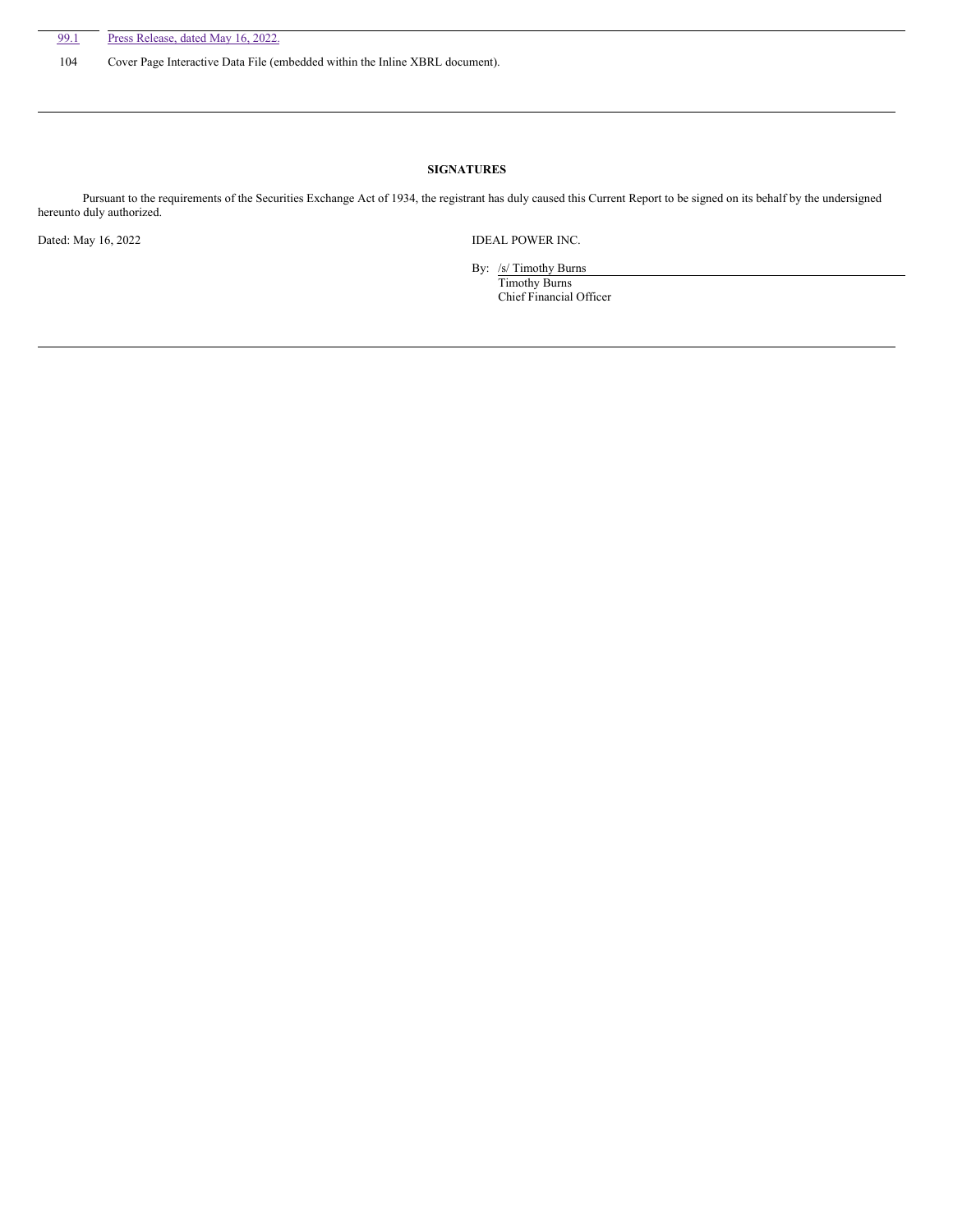| | |
|---|---|
| 99.1 | Press Release, dated May 16, 2022. |
| 104 | Cover Page Interactive Data File (embedded within the Inline XBRL document). |

**SIGNATURES**

Pursuant to the requirements of the Securities Exchange Act of 1934, the registrant has duly caused this Current Report to be signed on its behalf by the undersigned hereunto duly authorized.

Dated: May 16, 2022

IDEAL POWER INC.

By: /s/ Timothy Burns
Timothy Burns
Chief Financial Officer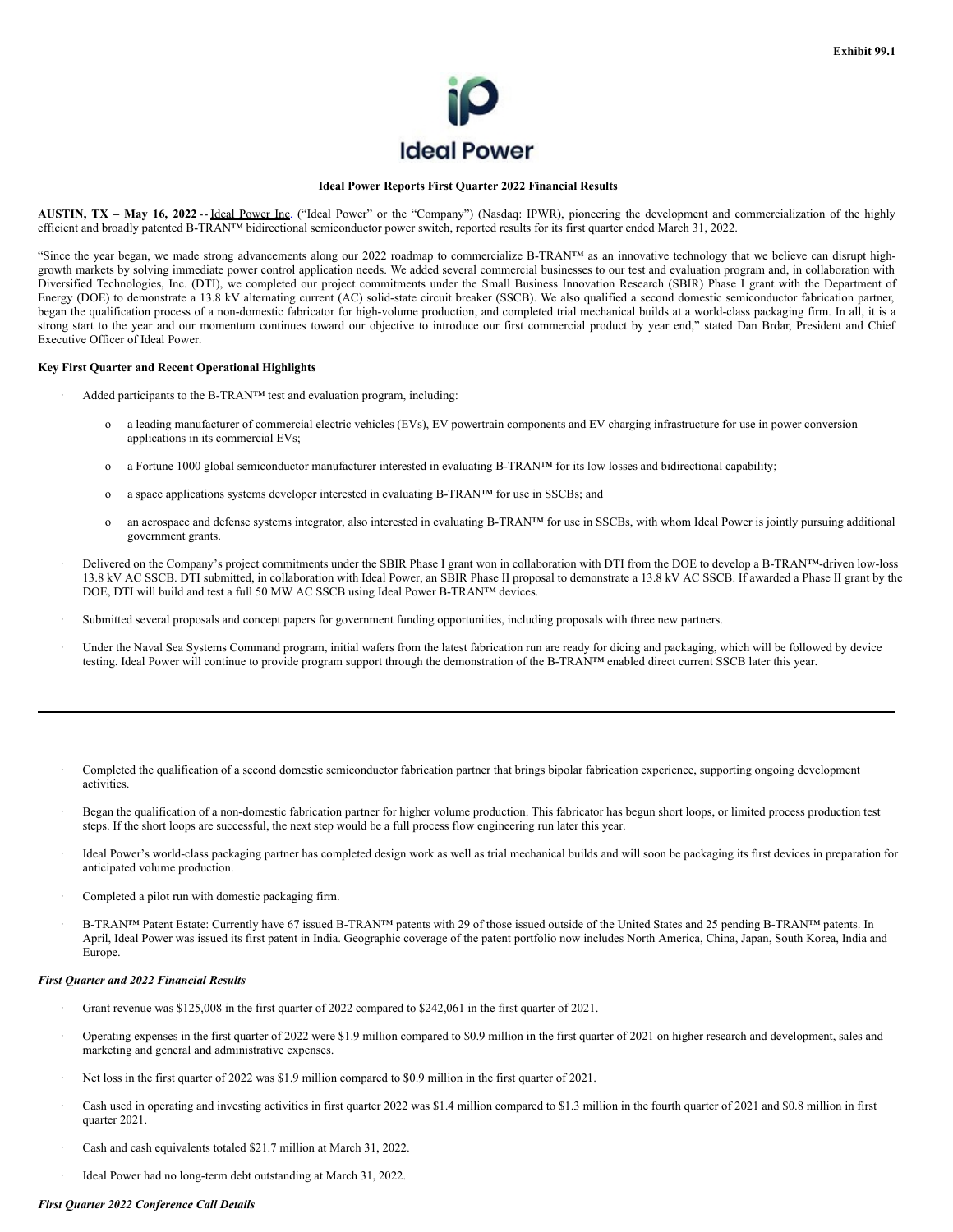Exhibit 99.1

## Ideal Power Reports First Quarter 2022 Financial Results

**AUSTIN, TX – May 16, 2022** -- Ideal Power Inc. ("Ideal Power" or the "Company") (Nasdaq: IPWR), pioneering the development and commercialization of the highly efficient and broadly patented B-TRAN™ bidirectional semiconductor power switch, reported results for its first quarter ended March 31, 2022.

"Since the year began, we made strong advancements along our 2022 roadmap to commercialize B-TRAN™ as an innovative technology that we believe can disrupt high-growth markets by solving immediate power control application needs. We added several commercial businesses to our test and evaluation program and, in collaboration with Diversified Technologies, Inc. (DTI), we completed our project commitments under the Small Business Innovation Research (SBIR) Phase I grant with the Department of Energy (DOE) to demonstrate a 13.8 kV alternating current (AC) solid-state circuit breaker (SSCB). We also qualified a second domestic semiconductor fabrication partner, began the qualification process of a non-domestic fabricator for high-volume production, and completed trial mechanical builds at a world-class packaging firm. In all, it is a strong start to the year and our momentum continues toward our objective to introduce our first commercial product by year end," stated Dan Brdar, President and Chief Executive Officer of Ideal Power.

**Key First Quarter and Recent Operational Highlights**

- Added participants to the B-TRAN™ test and evaluation program, including:
  - a leading manufacturer of commercial electric vehicles (EVs), EV powertrain components and EV charging infrastructure for use in power conversion applications in its commercial EVs;
  - a Fortune 1000 global semiconductor manufacturer interested in evaluating B-TRAN™ for its low losses and bidirectional capability;
  - a space applications systems developer interested in evaluating B-TRAN™ for use in SSCBs; and
  - an aerospace and defense systems integrator, also interested in evaluating B-TRAN™ for use in SSCBs, with whom Ideal Power is jointly pursuing additional government grants.
- Delivered on the Company's project commitments under the SBIR Phase I grant won in collaboration with DTI from the DOE to develop a B-TRAN™-driven low-loss 13.8 kV AC SSCB. DTI submitted, in collaboration with Ideal Power, an SBIR Phase II proposal to demonstrate a 13.8 kV AC SSCB. If awarded a Phase II grant by the DOE, DTI will build and test a full 50 MW AC SSCB using Ideal Power B-TRAN™ devices.
- Submitted several proposals and concept papers for government funding opportunities, including proposals with three new partners.
- Under the Naval Sea Systems Command program, initial wafers from the latest fabrication run are ready for dicing and packaging, which will be followed by device testing. Ideal Power will continue to provide program support through the demonstration of the B-TRAN™ enabled direct current SSCB later this year.

---

- Completed the qualification of a second domestic semiconductor fabrication partner that brings bipolar fabrication experience, supporting ongoing development activities.
- Began the qualification of a non-domestic fabrication partner for higher volume production. This fabricator has begun short loops, or limited process production test steps. If the short loops are successful, the next step would be a full process flow engineering run later this year.
- Ideal Power's world-class packaging partner has completed design work as well as trial mechanical builds and will soon be packaging its first devices in preparation for anticipated volume production.
- Completed a pilot run with domestic packaging firm.
- B-TRAN™ Patent Estate: Currently have 67 issued B-TRAN™ patents with 29 of those issued outside of the United States and 25 pending B-TRAN™ patents. In April, Ideal Power was issued its first patent in India. Geographic coverage of the patent portfolio now includes North America, China, Japan, South Korea, India and Europe.

***First Quarter and 2022 Financial Results***

- Grant revenue was $125,008 in the first quarter of 2022 compared to $242,061 in the first quarter of 2021.
- Operating expenses in the first quarter of 2022 were $1.9 million compared to $0.9 million in the first quarter of 2021 on higher research and development, sales and marketing and general and administrative expenses.
- Net loss in the first quarter of 2022 was $1.9 million compared to $0.9 million in the first quarter of 2021.
- Cash used in operating and investing activities in first quarter 2022 was $1.4 million compared to $1.3 million in the fourth quarter of 2021 and $0.8 million in first quarter 2021.
- Cash and cash equivalents totaled $21.7 million at March 31, 2022.
- Ideal Power had no long-term debt outstanding at March 31, 2022.

***First Quarter 2022 Conference Call Details***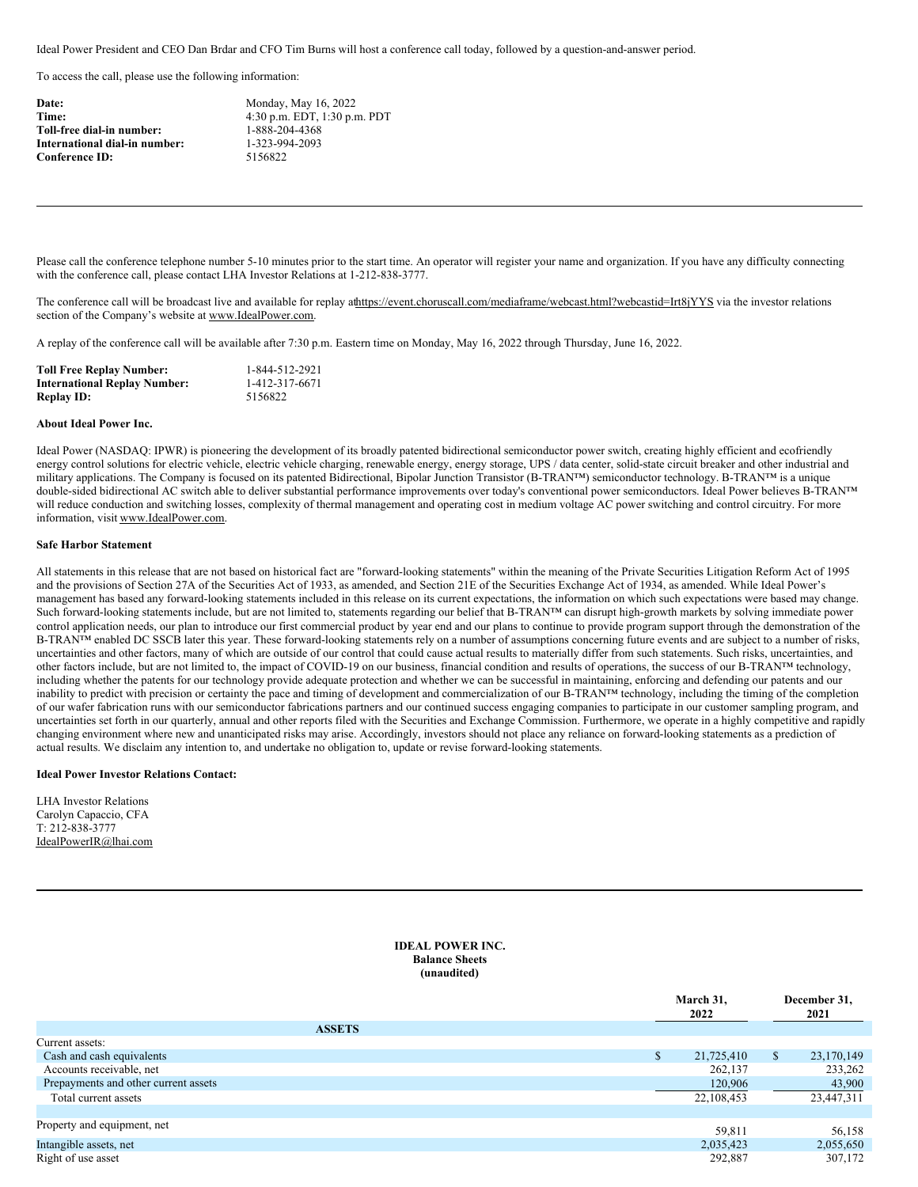Ideal Power President and CEO Dan Brdar and CFO Tim Burns will host a conference call today, followed by a question-and-answer period.

To access the call, please use the following information:

| | |
|---|---|
| **Date:** | Monday, May 16, 2022 |
| **Time:** | 4:30 p.m. EDT, 1:30 p.m. PDT |
| **Toll-free dial-in number:** | 1-888-204-4368 |
| **International dial-in number:** | 1-323-994-2093 |
| **Conference ID:** | 5156822 |

Please call the conference telephone number 5-10 minutes prior to the start time. An operator will register your name and organization. If you have any difficulty connecting with the conference call, please contact LHA Investor Relations at 1-212-838-3777.

The conference call will be broadcast live and available for replay athttps://event.choruscall.com/mediaframe/webcast.html?webcastid=Irt8jYYS via the investor relations section of the Company's website at www.IdealPower.com.

A replay of the conference call will be available after 7:30 p.m. Eastern time on Monday, May 16, 2022 through Thursday, June 16, 2022.

| | |
|---|---|
| **Toll Free Replay Number:** | 1-844-512-2921 |
| **International Replay Number:** | 1-412-317-6671 |
| **Replay ID:** | 5156822 |

**About Ideal Power Inc.**

Ideal Power (NASDAQ: IPWR) is pioneering the development of its broadly patented bidirectional semiconductor power switch, creating highly efficient and ecofriendly energy control solutions for electric vehicle, electric vehicle charging, renewable energy, energy storage, UPS / data center, solid-state circuit breaker and other industrial and military applications. The Company is focused on its patented Bidirectional, Bipolar Junction Transistor (B-TRAN™) semiconductor technology. B-TRAN™ is a unique double-sided bidirectional AC switch able to deliver substantial performance improvements over today's conventional power semiconductors. Ideal Power believes B-TRAN™ will reduce conduction and switching losses, complexity of thermal management and operating cost in medium voltage AC power switching and control circuitry. For more information, visit www.IdealPower.com.

**Safe Harbor Statement**

All statements in this release that are not based on historical fact are "forward-looking statements" within the meaning of the Private Securities Litigation Reform Act of 1995 and the provisions of Section 27A of the Securities Act of 1933, as amended, and Section 21E of the Securities Exchange Act of 1934, as amended. While Ideal Power's management has based any forward-looking statements included in this release on its current expectations, the information on which such expectations were based may change. Such forward-looking statements include, but are not limited to, statements regarding our belief that B-TRAN™ can disrupt high-growth markets by solving immediate power control application needs, our plan to introduce our first commercial product by year end and our plans to continue to provide program support through the demonstration of the B-TRAN™ enabled DC SSCB later this year. These forward-looking statements rely on a number of assumptions concerning future events and are subject to a number of risks, uncertainties and other factors, many of which are outside of our control that could cause actual results to materially differ from such statements. Such risks, uncertainties, and other factors include, but are not limited to, the impact of COVID-19 on our business, financial condition and results of operations, the success of our B-TRAN™ technology, including whether the patents for our technology provide adequate protection and whether we can be successful in maintaining, enforcing and defending our patents and our inability to predict with precision or certainty the pace and timing of development and commercialization of our B-TRAN™ technology, including the timing of the completion of our wafer fabrication runs with our semiconductor fabrications partners and our continued success engaging companies to participate in our customer sampling program, and uncertainties set forth in our quarterly, annual and other reports filed with the Securities and Exchange Commission. Furthermore, we operate in a highly competitive and rapidly changing environment where new and unanticipated risks may arise. Accordingly, investors should not place any reliance on forward-looking statements as a prediction of actual results. We disclaim any intention to, and undertake no obligation to, update or revise forward-looking statements.

**Ideal Power Investor Relations Contact:**

LHA Investor Relations
Carolyn Capaccio, CFA
T: 212-838-3777
IdealPowerIR@lhai.com

**IDEAL POWER INC.**
**Balance Sheets**
**(unaudited)**

| | March 31, 2022 | December 31, 2021 |
|---|---|---|
| **ASSETS** | | |
| Current assets: | | |
| Cash and cash equivalents | $ 21,725,410 | $ 23,170,149 |
| Accounts receivable, net | 262,137 | 233,262 |
| Prepayments and other current assets | 120,906 | 43,900 |
| Total current assets | 22,108,453 | 23,447,311 |
| | | |
| Property and equipment, net | 59,811 | 56,158 |
| Intangible assets, net | 2,035,423 | 2,055,650 |
| Right of use asset | 292,887 | 307,172 |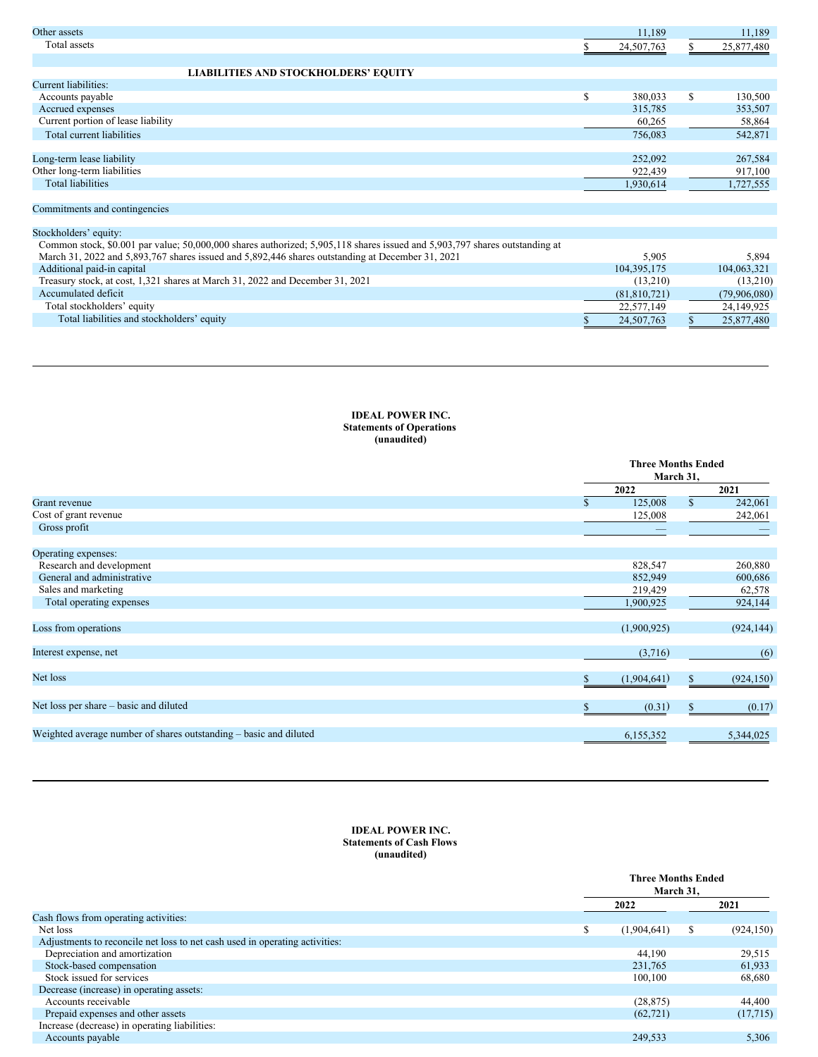| | | |
|---|---|---|
| Other assets | 11,189 | 11,189 |
| Total assets | $ 24,507,763 | $ 25,877,480 |

**LIABILITIES AND STOCKHOLDERS' EQUITY**

| | | |
|---|---|---|
| Current liabilities: | | |
| Accounts payable | $ 380,033 | $ 130,500 |
| Accrued expenses | 315,785 | 353,507 |
| Current portion of lease liability | 60,265 | 58,864 |
| Total current liabilities | 756,083 | 542,871 |
| | | |
| Long-term lease liability | 252,092 | 267,584 |
| Other long-term liabilities | 922,439 | 917,100 |
| Total liabilities | 1,930,614 | 1,727,555 |
| | | |
| Commitments and contingencies | | |
| | | |
| Stockholders' equity: | | |
| Common stock, $0.001 par value; 50,000,000 shares authorized; 5,905,118 shares issued and 5,903,797 shares outstanding at March 31, 2022 and 5,893,767 shares issued and 5,892,446 shares outstanding at December 31, 2021 | 5,905 | 5,894 |
| Additional paid-in capital | 104,395,175 | 104,063,321 |
| Treasury stock, at cost, 1,321 shares at March 31, 2022 and December 31, 2021 | (13,210) | (13,210) |
| Accumulated deficit | (81,810,721) | (79,906,080) |
| Total stockholders' equity | 22,577,149 | 24,149,925 |
| Total liabilities and stockholders' equity | $ 24,507,763 | $ 25,877,480 |

**IDEAL POWER INC.**
**Statements of Operations**
**(unaudited)**

| | Three Months Ended March 31, | |
|---|---|---|
| | 2022 | 2021 |
| Grant revenue | $ 125,008 | $ 242,061 |
| Cost of grant revenue | 125,008 | 242,061 |
| Gross profit | — | — |
| | | |
| Operating expenses: | | |
| Research and development | 828,547 | 260,880 |
| General and administrative | 852,949 | 600,686 |
| Sales and marketing | 219,429 | 62,578 |
| Total operating expenses | 1,900,925 | 924,144 |
| | | |
| Loss from operations | (1,900,925) | (924,144) |
| | | |
| Interest expense, net | (3,716) | (6) |
| | | |
| Net loss | $ (1,904,641) | $ (924,150) |
| | | |
| Net loss per share – basic and diluted | $ (0.31) | $ (0.17) |
| | | |
| Weighted average number of shares outstanding – basic and diluted | 6,155,352 | 5,344,025 |

**IDEAL POWER INC.**
**Statements of Cash Flows**
**(unaudited)**

| | Three Months Ended March 31, | |
|---|---|---|
| | 2022 | 2021 |
| Cash flows from operating activities: | | |
| Net loss | $ (1,904,641) | $ (924,150) |
| Adjustments to reconcile net loss to net cash used in operating activities: | | |
| Depreciation and amortization | 44,190 | 29,515 |
| Stock-based compensation | 231,765 | 61,933 |
| Stock issued for services | 100,100 | 68,680 |
| Decrease (increase) in operating assets: | | |
| Accounts receivable | (28,875) | 44,400 |
| Prepaid expenses and other assets | (62,721) | (17,715) |
| Increase (decrease) in operating liabilities: | | |
| Accounts payable | 249,533 | 5,306 |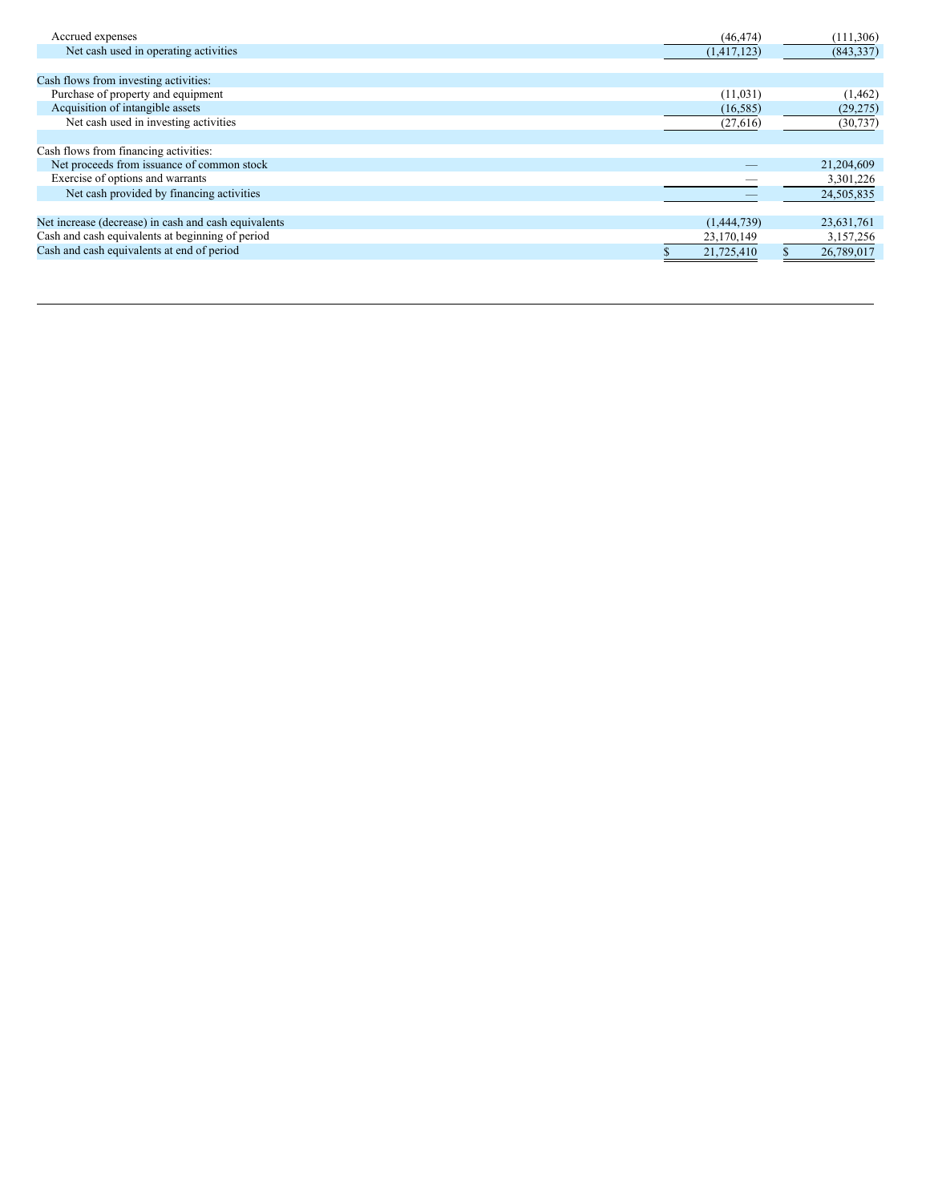| | | |
|---|---|---|
| Accrued expenses | (46,474) | (111,306) |
| Net cash used in operating activities | (1,417,123) | (843,337) |
| | | |
| Cash flows from investing activities: | | |
| Purchase of property and equipment | (11,031) | (1,462) |
| Acquisition of intangible assets | (16,585) | (29,275) |
| Net cash used in investing activities | (27,616) | (30,737) |
| | | |
| Cash flows from financing activities: | | |
| Net proceeds from issuance of common stock | — | 21,204,609 |
| Exercise of options and warrants | — | 3,301,226 |
| Net cash provided by financing activities | — | 24,505,835 |
| | | |
| Net increase (decrease) in cash and cash equivalents | (1,444,739) | 23,631,761 |
| Cash and cash equivalents at beginning of period | 23,170,149 | 3,157,256 |
| Cash and cash equivalents at end of period | $ 21,725,410 | $ 26,789,017 |